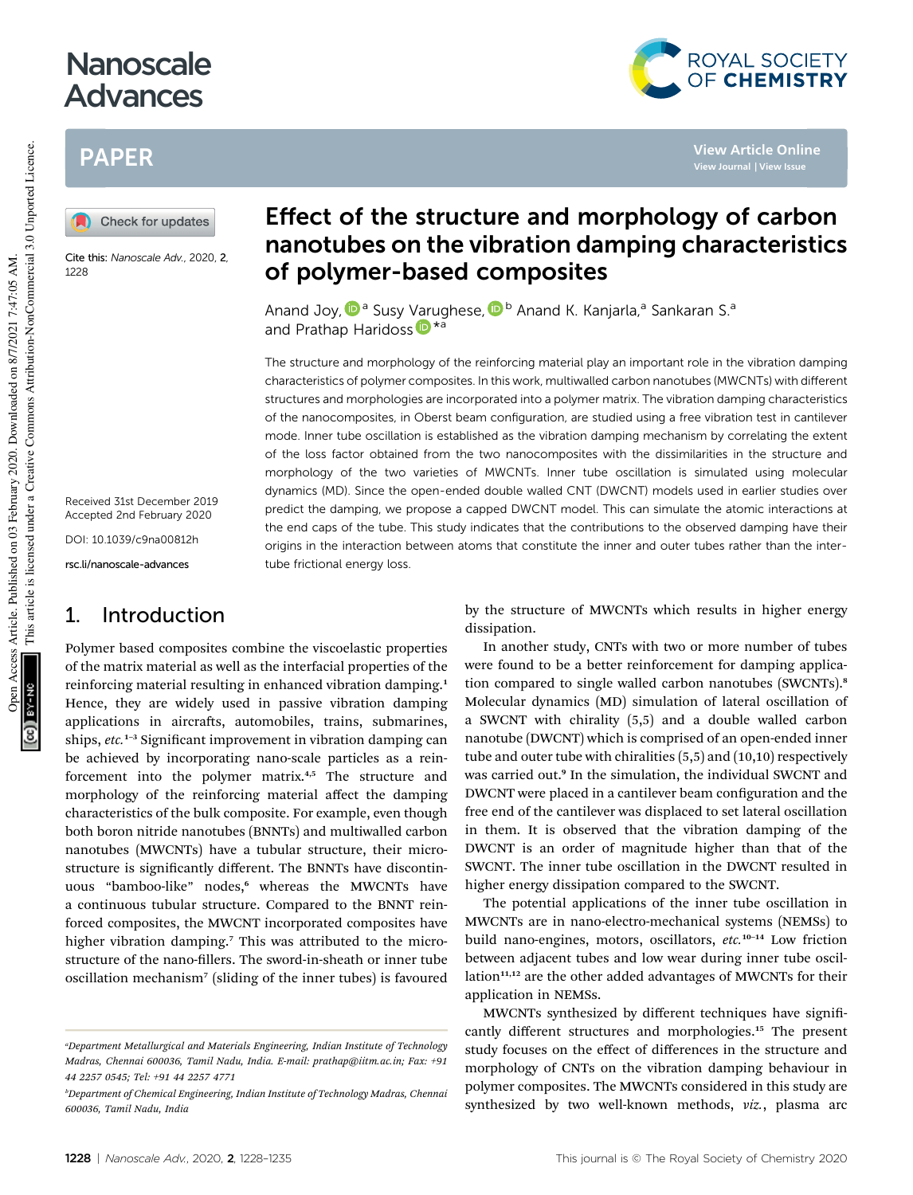# Effect of the structure and morphology of carbon nanotubes on the vibration damping characteristics of polymer-based composites

Anand Joy,[a] Susy Varughese,[b] Anand K. Kanjarla,[a] Sankaran S.[a] and Prathap Haridoss*[a]

Cite this: *Nanoscale Adv.*, 2020, **2**, 1228

Received 31st December 2019
Accepted 2nd February 2020

DOI: 10.1039/c9na00812h

rsc.li/nanoscale-advances

The structure and morphology of the reinforcing material play an important role in the vibration damping characteristics of polymer composites. In this work, multiwalled carbon nanotubes (MWCNTs) with different structures and morphologies are incorporated into a polymer matrix. The vibration damping characteristics of the nanocomposites, in Oberst beam configuration, are studied using a free vibration test in cantilever mode. Inner tube oscillation is established as the vibration damping mechanism by correlating the extent of the loss factor obtained from the two nanocomposites with the dissimilarities in the structure and morphology of the two varieties of MWCNTs. Inner tube oscillation is simulated using molecular dynamics (MD). Since the open-ended double walled CNT (DWCNT) models used in earlier studies over predict the damping, we propose a capped DWCNT model. This can simulate the atomic interactions at the end caps of the tube. This study indicates that the contributions to the observed damping have their origins in the interaction between atoms that constitute the inner and outer tubes rather than the inter-tube frictional energy loss.

## 1. Introduction

Polymer based composites combine the viscoelastic properties of the matrix material as well as the interfacial properties of the reinforcing material resulting in enhanced vibration damping.[1] Hence, they are widely used in passive vibration damping applications in aircrafts, automobiles, trains, submarines, ships, *etc.*[1–3] Significant improvement in vibration damping can be achieved by incorporating nano-scale particles as a reinforcement into the polymer matrix.[4,5] The structure and morphology of the reinforcing material affect the damping characteristics of the bulk composite. For example, even though both boron nitride nanotubes (BNNTs) and multiwalled carbon nanotubes (MWCNTs) have a tubular structure, their microstructure is significantly different. The BNNTs have discontinuous "bamboo-like" nodes,[6] whereas the MWCNTs have a continuous tubular structure. Compared to the BNNT reinforced composites, the MWCNT incorporated composites have higher vibration damping.[7] This was attributed to the microstructure of the nano-fillers. The sword-in-sheath or inner tube oscillation mechanism[7] (sliding of the inner tubes) is favoured by the structure of MWCNTs which results in higher energy dissipation.

In another study, CNTs with two or more number of tubes were found to be a better reinforcement for damping application compared to single walled carbon nanotubes (SWCNTs).[8] Molecular dynamics (MD) simulation of lateral oscillation of a SWCNT with chirality (5,5) and a double walled carbon nanotube (DWCNT) which is comprised of an open-ended inner tube and outer tube with chiralities (5,5) and (10,10) respectively was carried out.[9] In the simulation, the individual SWCNT and DWCNT were placed in a cantilever beam configuration and the free end of the cantilever was displaced to set lateral oscillation in them. It is observed that the vibration damping of the DWCNT is an order of magnitude higher than that of the SWCNT. The inner tube oscillation in the DWCNT resulted in higher energy dissipation compared to the SWCNT.

The potential applications of the inner tube oscillation in MWCNTs are in nano-electro-mechanical systems (NEMSs) to build nano-engines, motors, oscillators, *etc.*[10–14] Low friction between adjacent tubes and low wear during inner tube oscillation[11,12] are the other added advantages of MWCNTs for their application in NEMSs.

MWCNTs synthesized by different techniques have significantly different structures and morphologies.[15] The present study focuses on the effect of differences in the structure and morphology of CNTs on the vibration damping behaviour in polymer composites. The MWCNTs considered in this study are synthesized by two well-known methods, *viz.*, plasma arc

[a] Department Metallurgical and Materials Engineering, Indian Institute of Technology Madras, Chennai 600036, Tamil Nadu, India. E-mail: prathap@iitm.ac.in; Fax: +91 44 2257 0545; Tel: +91 44 2257 4771

[b] Department of Chemical Engineering, Indian Institute of Technology Madras, Chennai 600036, Tamil Nadu, India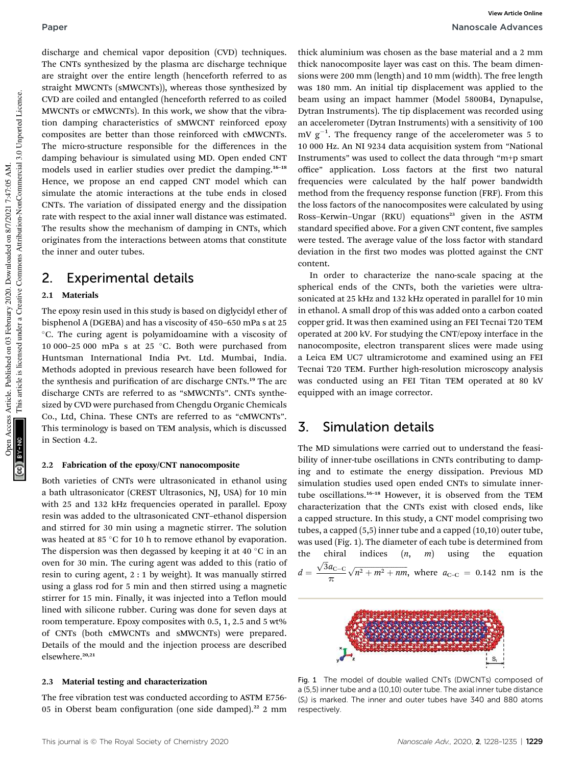discharge and chemical vapor deposition (CVD) techniques. The CNTs synthesized by the plasma arc discharge technique are straight over the entire length (henceforth referred to as straight MWCNTs (sMWCNTs)), whereas those synthesized by CVD are coiled and entangled (henceforth referred to as coiled MWCNTs or cMWCNTs). In this work, we show that the vibration damping characteristics of sMWCNT reinforced epoxy composites are better than those reinforced with cMWCNTs. The micro-structure responsible for the differences in the damping behaviour is simulated using MD. Open ended CNT models used in earlier studies over predict the damping.[16–18] Hence, we propose an end capped CNT model which can simulate the atomic interactions at the tube ends in closed CNTs. The variation of dissipated energy and the dissipation rate with respect to the axial inner wall distance was estimated. The results show the mechanism of damping in CNTs, which originates from the interactions between atoms that constitute the inner and outer tubes.

## 2. Experimental details

### 2.1 Materials

The epoxy resin used in this study is based on diglycidyl ether of bisphenol A (DGEBA) and has a viscosity of 450–650 mPa s at 25 °C. The curing agent is polyamidoamine with a viscosity of 10 000–25 000 mPa s at 25 °C. Both were purchased from Huntsman International India Pvt. Ltd. Mumbai, India. Methods adopted in previous research have been followed for the synthesis and purification of arc discharge CNTs.[19] The arc discharge CNTs are referred to as "sMWCNTs". CNTs synthesized by CVD were purchased from Chengdu Organic Chemicals Co., Ltd, China. These CNTs are referred to as "cMWCNTs". This terminology is based on TEM analysis, which is discussed in Section 4.2.

### 2.2 Fabrication of the epoxy/CNT nanocomposite

Both varieties of CNTs were ultrasonicated in ethanol using a bath ultrasonicator (CREST Ultrasonics, NJ, USA) for 10 min with 25 and 132 kHz frequencies operated in parallel. Epoxy resin was added to the ultrasonicated CNT–ethanol dispersion and stirred for 30 min using a magnetic stirrer. The solution was heated at 85 °C for 10 h to remove ethanol by evaporation. The dispersion was then degassed by keeping it at 40 °C in an oven for 30 min. The curing agent was added to this (ratio of resin to curing agent, 2 : 1 by weight). It was manually stirred using a glass rod for 5 min and then stirred using a magnetic stirrer for 15 min. Finally, it was injected into a Teflon mould lined with silicone rubber. Curing was done for seven days at room temperature. Epoxy composites with 0.5, 1, 2.5 and 5 wt% of CNTs (both cMWCNTs and sMWCNTs) were prepared. Details of the mould and the injection process are described elsewhere.[20,21]

### 2.3 Material testing and characterization

The free vibration test was conducted according to ASTM E756-05 in Oberst beam configuration (one side damped).[22] 2 mm thick aluminium was chosen as the base material and a 2 mm thick nanocomposite layer was cast on this. The beam dimensions were 200 mm (length) and 10 mm (width). The free length was 180 mm. An initial tip displacement was applied to the beam using an impact hammer (Model 5800B4, Dynapulse, Dytran Instruments). The tip displacement was recorded using an accelerometer (Dytran Instruments) with a sensitivity of 100 mV $g^{-1}$. The frequency range of the accelerometer was 5 to 10 000 Hz. An NI 9234 data acquisition system from "National Instruments" was used to collect the data through "m+p smart office" application. Loss factors at the first two natural frequencies were calculated by the half power bandwidth method from the frequency response function (FRF). From this the loss factors of the nanocomposites were calculated by using Ross–Kerwin–Ungar (RKU) equations[23] given in the ASTM standard specified above. For a given CNT content, five samples were tested. The average value of the loss factor with standard deviation in the first two modes was plotted against the CNT content.

In order to characterize the nano-scale spacing at the spherical ends of the CNTs, both the varieties were ultrasonicated at 25 kHz and 132 kHz operated in parallel for 10 min in ethanol. A small drop of this was added onto a carbon coated copper grid. It was then examined using an FEI Tecnai T20 TEM operated at 200 kV. For studying the CNT/epoxy interface in the nanocomposite, electron transparent slices were made using a Leica EM UC7 ultramicrotome and examined using an FEI Tecnai T20 TEM. Further high-resolution microscopy analysis was conducted using an FEI Titan TEM operated at 80 kV equipped with an image corrector.

## 3. Simulation details

The MD simulations were carried out to understand the feasibility of inner-tube oscillations in CNTs contributing to damping and to estimate the energy dissipation. Previous MD simulation studies used open ended CNTs to simulate inner-tube oscillations.[16–18] However, it is observed from the TEM characterization that the CNTs exist with closed ends, like a capped structure. In this study, a CNT model comprising two tubes, a capped (5,5) inner tube and a capped (10,10) outer tube, was used (Fig. 1). The diameter of each tube is determined from the chiral indices ($n$, $m$) using the equation $d = \frac{\sqrt{3}a_{C-C}}{\pi}\sqrt{n^2 + m^2 + nm}$, where $a_{C-C}$ = 0.142 nm is the

Fig. 1 The model of double walled CNTs (DWCNTs) composed of a (5,5) inner tube and a (10,10) outer tube. The axial inner tube distance ($S_i$) is marked. The inner and outer tubes have 340 and 880 atoms respectively.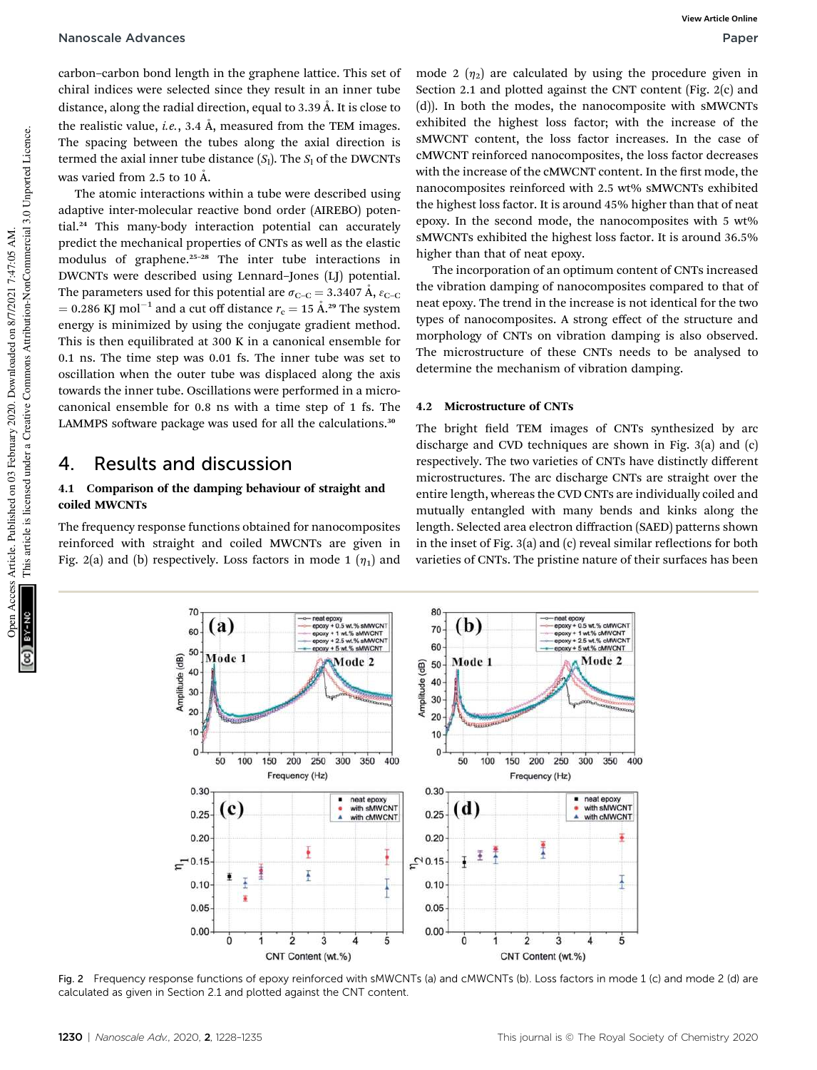carbon–carbon bond length in the graphene lattice. This set of chiral indices were selected since they result in an inner tube distance, along the radial direction, equal to 3.39 Å. It is close to the realistic value, *i.e.*, 3.4 Å, measured from the TEM images. The spacing between the tubes along the axial direction is termed the axial inner tube distance ($S_l$). The $S_l$ of the DWCNTs was varied from 2.5 to 10 Å.

The atomic interactions within a tube were described using adaptive inter-molecular reactive bond order (AIREBO) potential.[24] This many-body interaction potential can accurately predict the mechanical properties of CNTs as well as the elastic modulus of graphene.[25–28] The inter tube interactions in DWCNTs were described using Lennard–Jones (LJ) potential. The parameters used for this potential are $\sigma_{C-C} = 3.3407$ Å, $\varepsilon_{C-C} = 0.286$ KJ mol$^{-1}$ and a cut off distance $r_c = 15$ Å.[29] The system energy is minimized by using the conjugate gradient method. This is then equilibrated at 300 K in a canonical ensemble for 0.1 ns. The time step was 0.01 fs. The inner tube was set to oscillation when the outer tube was displaced along the axis towards the inner tube. Oscillations were performed in a micro-canonical ensemble for 0.8 ns with a time step of 1 fs. The LAMMPS software package was used for all the calculations.[30]

# 4. Results and discussion

## 4.1 Comparison of the damping behaviour of straight and coiled MWCNTs

The frequency response functions obtained for nanocomposites reinforced with straight and coiled MWCNTs are given in Fig. 2(a) and (b) respectively. Loss factors in mode 1 ($\eta_1$) and mode 2 ($\eta_2$) are calculated by using the procedure given in Section 2.1 and plotted against the CNT content (Fig. 2(c) and (d)). In both the modes, the nanocomposite with sMWCNTs exhibited the highest loss factor; with the increase of the sMWCNT content, the loss factor increases. In the case of cMWCNT reinforced nanocomposites, the loss factor decreases with the increase of the cMWCNT content. In the first mode, the nanocomposites reinforced with 2.5 wt% sMWCNTs exhibited the highest loss factor. It is around 45% higher than that of neat epoxy. In the second mode, the nanocomposites with 5 wt% sMWCNTs exhibited the highest loss factor. It is around 36.5% higher than that of neat epoxy.

The incorporation of an optimum content of CNTs increased the vibration damping of nanocomposites compared to that of neat epoxy. The trend in the increase is not identical for the two types of nanocomposites. A strong effect of the structure and morphology of CNTs on vibration damping is also observed. The microstructure of these CNTs needs to be analysed to determine the mechanism of vibration damping.

## 4.2 Microstructure of CNTs

The bright field TEM images of CNTs synthesized by arc discharge and CVD techniques are shown in Fig. 3(a) and (c) respectively. The two varieties of CNTs have distinctly different microstructures. The arc discharge CNTs are straight over the entire length, whereas the CVD CNTs are individually coiled and mutually entangled with many bends and kinks along the length. Selected area electron diffraction (SAED) patterns shown in the inset of Fig. 3(a) and (c) reveal similar reflections for both varieties of CNTs. The pristine nature of their surfaces has been

Fig. 2 Frequency response functions of epoxy reinforced with sMWCNTs (a) and cMWCNTs (b). Loss factors in mode 1 (c) and mode 2 (d) are calculated as given in Section 2.1 and plotted against the CNT content.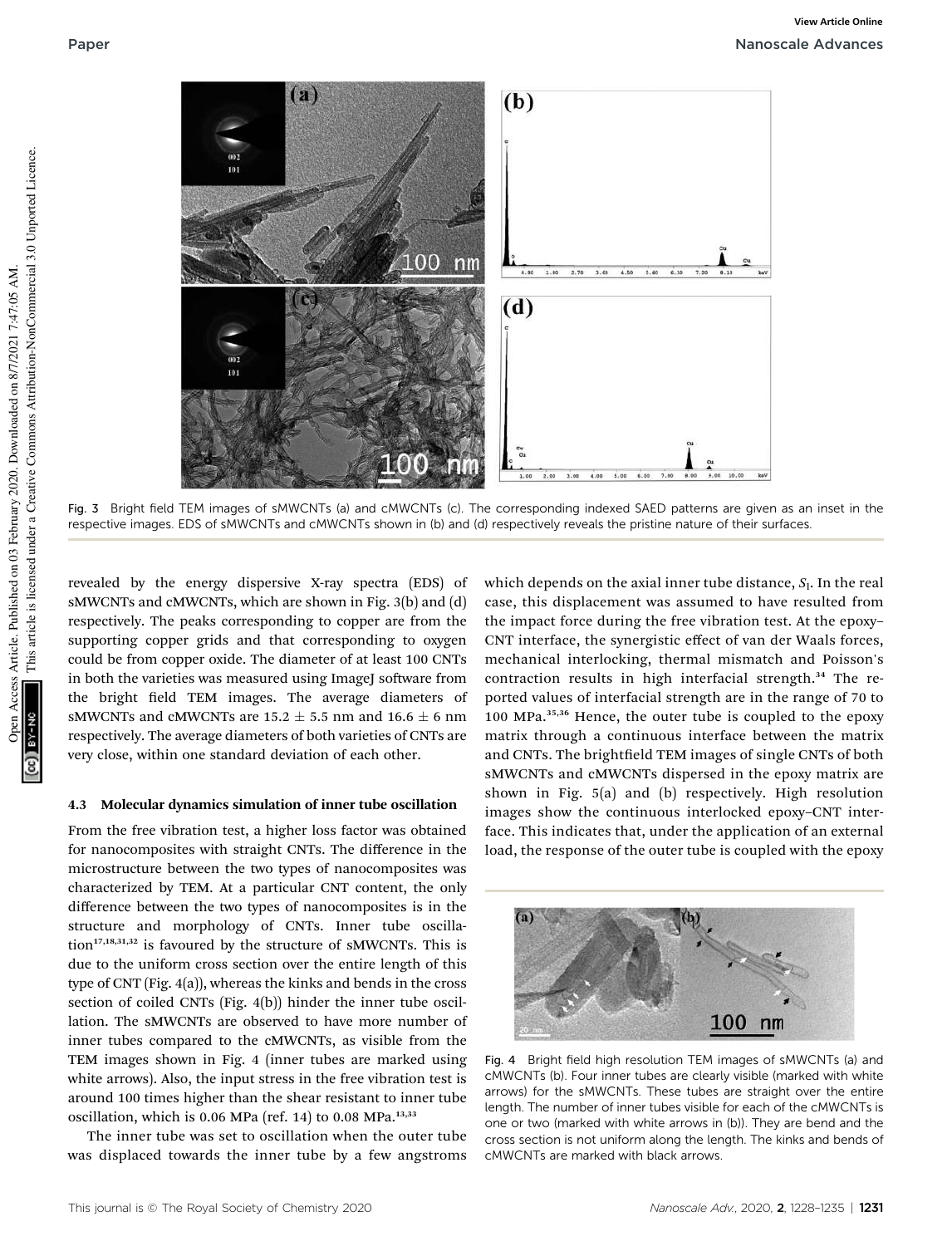Fig. 3 Bright field TEM images of sMWCNTs (a) and cMWCNTs (c). The corresponding indexed SAED patterns are given as an inset in the respective images. EDS of sMWCNTs and cMWCNTs shown in (b) and (d) respectively reveals the pristine nature of their surfaces.

revealed by the energy dispersive X-ray spectra (EDS) of sMWCNTs and cMWCNTs, which are shown in Fig. 3(b) and (d) respectively. The peaks corresponding to copper are from the supporting copper grids and that corresponding to oxygen could be from copper oxide. The diameter of at least 100 CNTs in both the varieties was measured using ImageJ software from the bright field TEM images. The average diameters of sMWCNTs and cMWCNTs are $15.2 \pm 5.5$ nm and $16.6 \pm 6$ nm respectively. The average diameters of both varieties of CNTs are very close, within one standard deviation of each other.

### 4.3 Molecular dynamics simulation of inner tube oscillation

From the free vibration test, a higher loss factor was obtained for nanocomposites with straight CNTs. The difference in the microstructure between the two types of nanocomposites was characterized by TEM. At a particular CNT content, the only difference between the two types of nanocomposites is in the structure and morphology of CNTs. Inner tube oscillation[17,18,31,32] is favoured by the structure of sMWCNTs. This is due to the uniform cross section over the entire length of this type of CNT (Fig. 4(a)), whereas the kinks and bends in the cross section of coiled CNTs (Fig. 4(b)) hinder the inner tube oscillation. The sMWCNTs are observed to have more number of inner tubes compared to the cMWCNTs, as visible from the TEM images shown in Fig. 4 (inner tubes are marked using white arrows). Also, the input stress in the free vibration test is around 100 times higher than the shear resistant to inner tube oscillation, which is 0.06 MPa (ref. 14) to 0.08 MPa.[13,33]

The inner tube was set to oscillation when the outer tube was displaced towards the inner tube by a few angstroms which depends on the axial inner tube distance, $S_I$. In the real case, this displacement was assumed to have resulted from the impact force during the free vibration test. At the epoxy–CNT interface, the synergistic effect of van der Waals forces, mechanical interlocking, thermal mismatch and Poisson's contraction results in high interfacial strength.[34] The reported values of interfacial strength are in the range of 70 to 100 MPa.[35,36] Hence, the outer tube is coupled to the epoxy matrix through a continuous interface between the matrix and CNTs. The brightfield TEM images of single CNTs of both sMWCNTs and cMWCNTs dispersed in the epoxy matrix are shown in Fig. 5(a) and (b) respectively. High resolution images show the continuous interlocked epoxy–CNT interface. This indicates that, under the application of an external load, the response of the outer tube is coupled with the epoxy

Fig. 4 Bright field high resolution TEM images of sMWCNTs (a) and cMWCNTs (b). Four inner tubes are clearly visible (marked with white arrows) for the sMWCNTs. These tubes are straight over the entire length. The number of inner tubes visible for each of the cMWCNTs is one or two (marked with white arrows in (b)). They are bend and the cross section is not uniform along the length. The kinks and bends of cMWCNTs are marked with black arrows.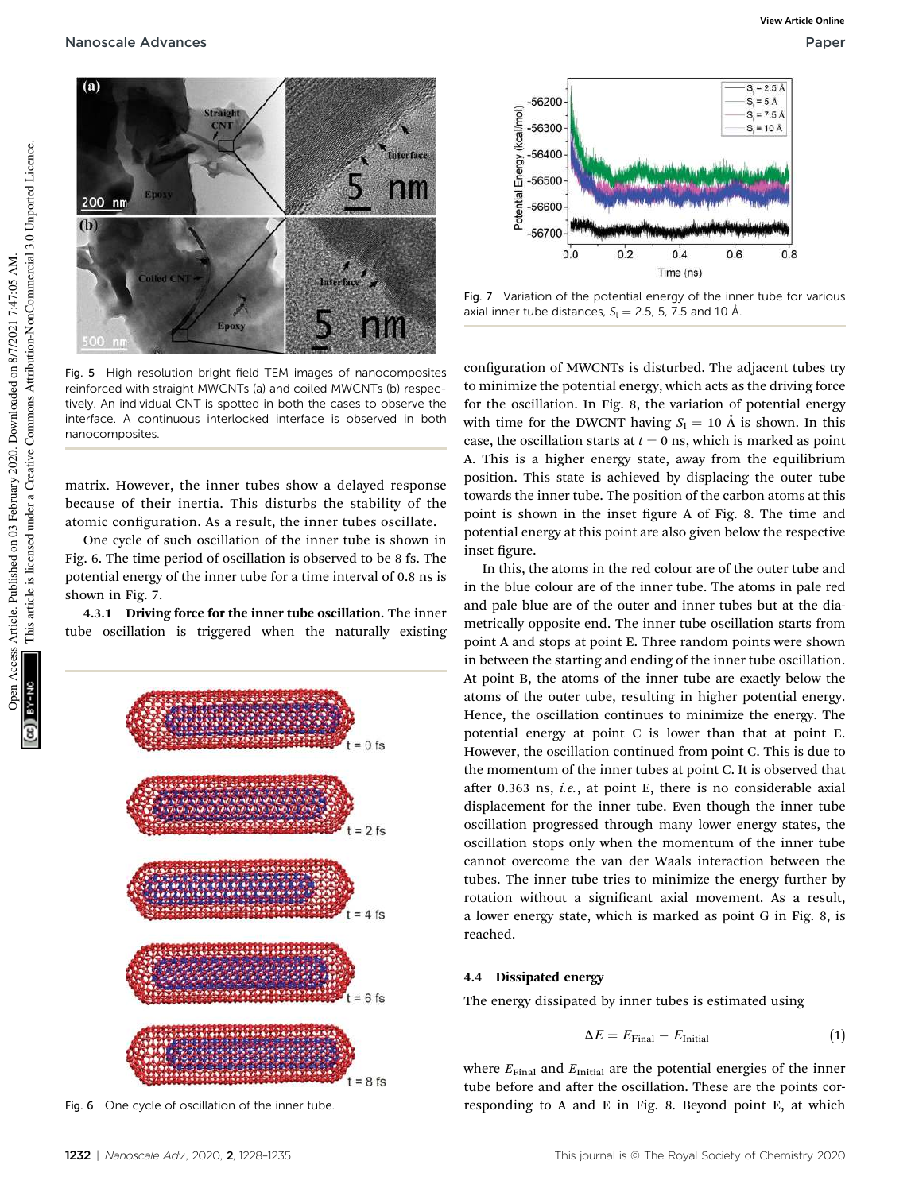Fig. 5 High resolution bright field TEM images of nanocomposites reinforced with straight MWCNTs (a) and coiled MWCNTs (b) respectively. An individual CNT is spotted in both the cases to observe the interface. A continuous interlocked interface is observed in both nanocomposites.

matrix. However, the inner tubes show a delayed response because of their inertia. This disturbs the stability of the atomic configuration. As a result, the inner tubes oscillate.

One cycle of such oscillation of the inner tube is shown in Fig. 6. The time period of oscillation is observed to be 8 fs. The potential energy of the inner tube for a time interval of 0.8 ns is shown in Fig. 7.

#### 4.3.1 Driving force for the inner tube oscillation.

The inner tube oscillation is triggered when the naturally existing configuration of MWCNTs is disturbed. The adjacent tubes try to minimize the potential energy, which acts as the driving force for the oscillation. In Fig. 8, the variation of potential energy with time for the DWCNT having $S_l = 10$ Å is shown. In this case, the oscillation starts at $t = 0$ ns, which is marked as point A. This is a higher energy state, away from the equilibrium position. This state is achieved by displacing the outer tube towards the inner tube. The position of the carbon atoms at this point is shown in the inset figure A of Fig. 8. The time and potential energy at this point are also given below the respective inset figure.

Fig. 6 One cycle of oscillation of the inner tube.

Fig. 7 Variation of the potential energy of the inner tube for various axial inner tube distances, $S_l = 2.5$, 5, 7.5 and 10 Å.

In this, the atoms in the red colour are of the outer tube and in the blue colour are of the inner tube. The atoms in pale red and pale blue are of the outer and inner tubes but at the diametrically opposite end. The inner tube oscillation starts from point A and stops at point E. Three random points were shown in between the starting and ending of the inner tube oscillation. At point B, the atoms of the inner tube are exactly below the atoms of the outer tube, resulting in higher potential energy. Hence, the oscillation continues to minimize the energy. The potential energy at point C is lower than that at point E. However, the oscillation continued from point C. This is due to the momentum of the inner tubes at point C. It is observed that after 0.363 ns, *i.e.*, at point E, there is no considerable axial displacement for the inner tube. Even though the inner tube oscillation progressed through many lower energy states, the oscillation stops only when the momentum of the inner tube cannot overcome the van der Waals interaction between the tubes. The inner tube tries to minimize the energy further by rotation without a significant axial movement. As a result, a lower energy state, which is marked as point G in Fig. 8, is reached.

### 4.4 Dissipated energy

The energy dissipated by inner tubes is estimated using

$$\Delta E = E_{\text{Final}} - E_{\text{Initial}} \tag{1}$$

where $E_{\text{Final}}$ and $E_{\text{Initial}}$ are the potential energies of the inner tube before and after the oscillation. These are the points corresponding to A and E in Fig. 8. Beyond point E, at which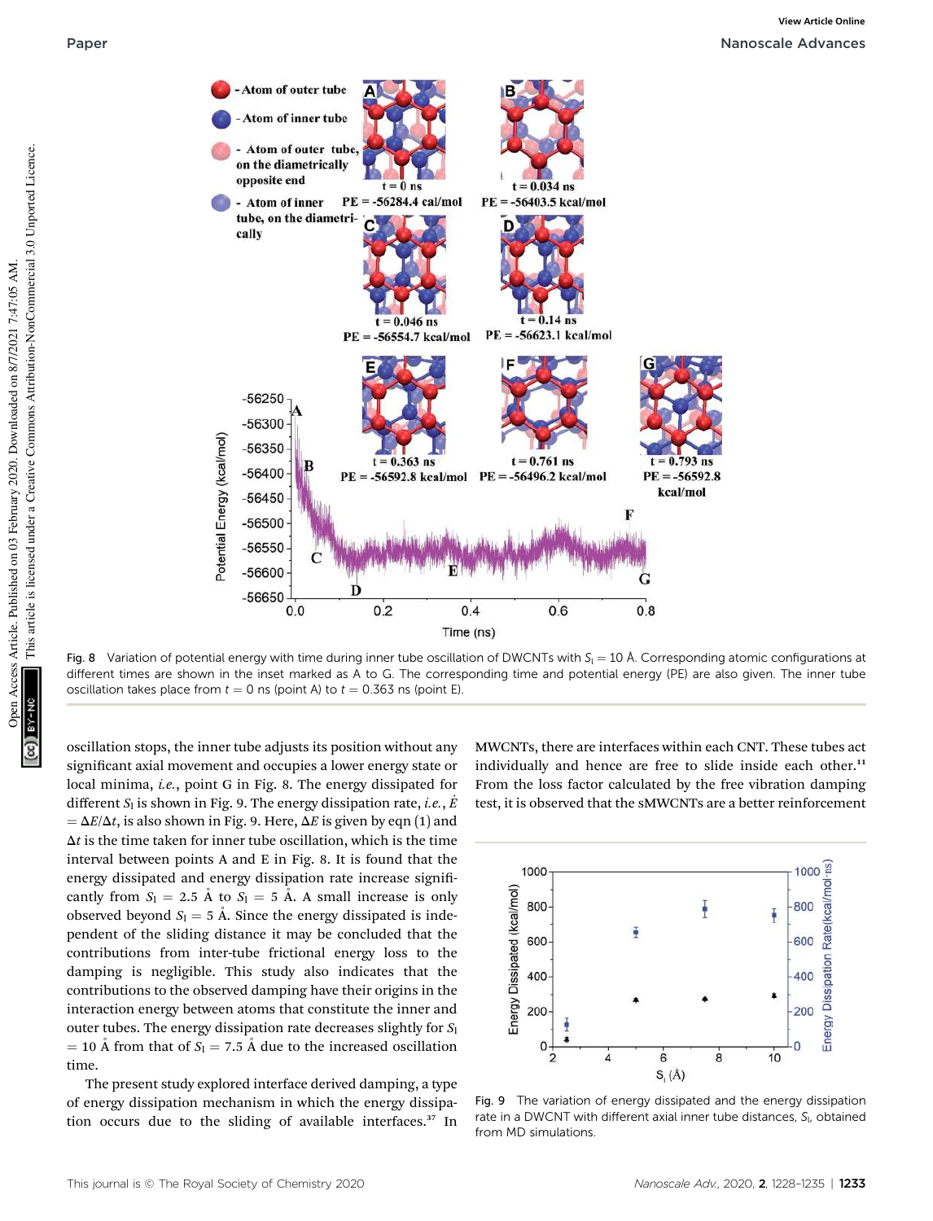Fig. 8 Variation of potential energy with time during inner tube oscillation of DWCNTs with $S_l = 10$ Å. Corresponding atomic configurations at different times are shown in the inset marked as A to G. The corresponding time and potential energy (PE) are also given. The inner tube oscillation takes place from $t = 0$ ns (point A) to $t = 0.363$ ns (point E).

oscillation stops, the inner tube adjusts its position without any significant axial movement and occupies a lower energy state or local minima, *i.e.*, point G in Fig. 8. The energy dissipated for different $S_l$ is shown in Fig. 9. The energy dissipation rate, *i.e.*, $\dot{E} = \Delta E/\Delta t$, is also shown in Fig. 9. Here, $\Delta E$ is given by eqn (1) and $\Delta t$ is the time taken for inner tube oscillation, which is the time interval between points A and E in Fig. 8. It is found that the energy dissipated and energy dissipation rate increase significantly from $S_l = 2.5$ Å to $S_l = 5$ Å. A small increase is only observed beyond $S_l = 5$ Å. Since the energy dissipated is independent of the sliding distance it may be concluded that the contributions from inter-tube frictional energy loss to the damping is negligible. This study also indicates that the contributions to the observed damping have their origins in the interaction energy between atoms that constitute the inner and outer tubes. The energy dissipation rate decreases slightly for $S_l = 10$ Å from that of $S_l = 7.5$ Å due to the increased oscillation time.

The present study explored interface derived damping, a type of energy dissipation mechanism in which the energy dissipation occurs due to the sliding of available interfaces.[37] In MWCNTs, there are interfaces within each CNT. These tubes act individually and hence are free to slide inside each other.[11] From the loss factor calculated by the free vibration damping test, it is observed that the sMWCNTs are a better reinforcement

Fig. 9 The variation of energy dissipated and the energy dissipation rate in a DWCNT with different axial inner tube distances, $S_l$, obtained from MD simulations.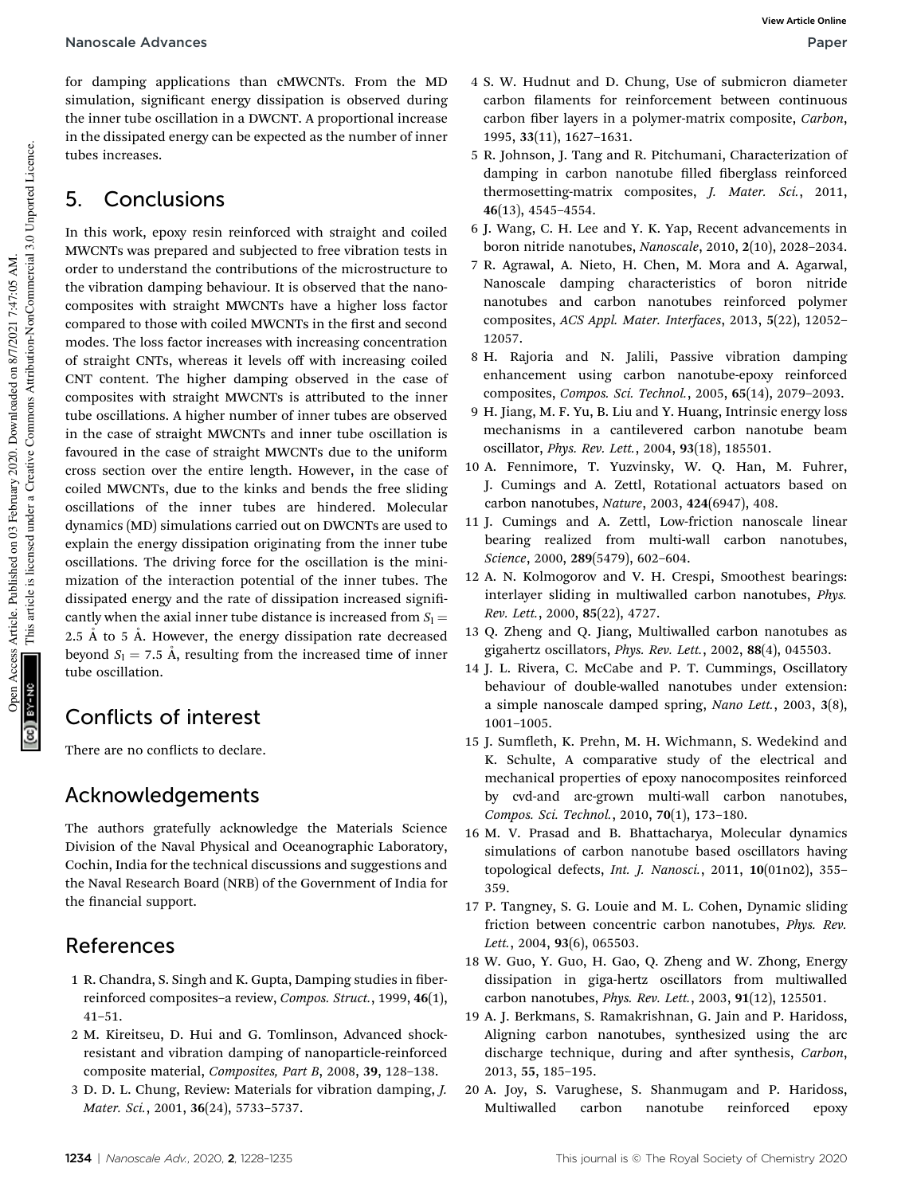for damping applications than cMWCNTs. From the MD simulation, significant energy dissipation is observed during the inner tube oscillation in a DWCNT. A proportional increase in the dissipated energy can be expected as the number of inner tubes increases.

## 5. Conclusions

In this work, epoxy resin reinforced with straight and coiled MWCNTs was prepared and subjected to free vibration tests in order to understand the contributions of the microstructure to the vibration damping behaviour. It is observed that the nanocomposites with straight MWCNTs have a higher loss factor compared to those with coiled MWCNTs in the first and second modes. The loss factor increases with increasing concentration of straight CNTs, whereas it levels off with increasing coiled CNT content. The higher damping observed in the case of composites with straight MWCNTs is attributed to the inner tube oscillations. A higher number of inner tubes are observed in the case of straight MWCNTs and inner tube oscillation is favoured in the case of straight MWCNTs due to the uniform cross section over the entire length. However, in the case of coiled MWCNTs, due to the kinks and bends the free sliding oscillations of the inner tubes are hindered. Molecular dynamics (MD) simulations carried out on DWCNTs are used to explain the energy dissipation originating from the inner tube oscillations. The driving force for the oscillation is the minimization of the interaction potential of the inner tubes. The dissipated energy and the rate of dissipation increased significantly when the axial inner tube distance is increased from $S_l$ = 2.5 Å to 5 Å. However, the energy dissipation rate decreased beyond $S_l$ = 7.5 Å, resulting from the increased time of inner tube oscillation.

## Conflicts of interest

There are no conflicts to declare.

## Acknowledgements

The authors gratefully acknowledge the Materials Science Division of the Naval Physical and Oceanographic Laboratory, Cochin, India for the technical discussions and suggestions and the Naval Research Board (NRB) of the Government of India for the financial support.

## References

1 R. Chandra, S. Singh and K. Gupta, Damping studies in fiber-reinforced composites–a review, *Compos. Struct.*, 1999, **46**(1), 41–51.

2 M. Kireitseu, D. Hui and G. Tomlinson, Advanced shock-resistant and vibration damping of nanoparticle-reinforced composite material, *Composites, Part B*, 2008, **39**, 128–138.

3 D. D. L. Chung, Review: Materials for vibration damping, *J. Mater. Sci.*, 2001, **36**(24), 5733–5737.

4 S. W. Hudnut and D. Chung, Use of submicron diameter carbon filaments for reinforcement between continuous carbon fiber layers in a polymer-matrix composite, *Carbon*, 1995, **33**(11), 1627–1631.

5 R. Johnson, J. Tang and R. Pitchumani, Characterization of damping in carbon nanotube filled fiberglass reinforced thermosetting-matrix composites, *J. Mater. Sci.*, 2011, **46**(13), 4545–4554.

6 J. Wang, C. H. Lee and Y. K. Yap, Recent advancements in boron nitride nanotubes, *Nanoscale*, 2010, **2**(10), 2028–2034.

7 R. Agrawal, A. Nieto, H. Chen, M. Mora and A. Agarwal, Nanoscale damping characteristics of boron nitride nanotubes and carbon nanotubes reinforced polymer composites, *ACS Appl. Mater. Interfaces*, 2013, **5**(22), 12052–12057.

8 H. Rajoria and N. Jalili, Passive vibration damping enhancement using carbon nanotube-epoxy reinforced composites, *Compos. Sci. Technol.*, 2005, **65**(14), 2079–2093.

9 H. Jiang, M. F. Yu, B. Liu and Y. Huang, Intrinsic energy loss mechanisms in a cantilevered carbon nanotube beam oscillator, *Phys. Rev. Lett.*, 2004, **93**(18), 185501.

10 A. Fennimore, T. Yuzvinsky, W. Q. Han, M. Fuhrer, J. Cumings and A. Zettl, Rotational actuators based on carbon nanotubes, *Nature*, 2003, **424**(6947), 408.

11 J. Cumings and A. Zettl, Low-friction nanoscale linear bearing realized from multi-wall carbon nanotubes, *Science*, 2000, **289**(5479), 602–604.

12 A. N. Kolmogorov and V. H. Crespi, Smoothest bearings: interlayer sliding in multiwalled carbon nanotubes, *Phys. Rev. Lett.*, 2000, **85**(22), 4727.

13 Q. Zheng and Q. Jiang, Multiwalled carbon nanotubes as gigahertz oscillators, *Phys. Rev. Lett.*, 2002, **88**(4), 045503.

14 J. L. Rivera, C. McCabe and P. T. Cummings, Oscillatory behaviour of double-walled nanotubes under extension: a simple nanoscale damped spring, *Nano Lett.*, 2003, **3**(8), 1001–1005.

15 J. Sumfleth, K. Prehn, M. H. Wichmann, S. Wedekind and K. Schulte, A comparative study of the electrical and mechanical properties of epoxy nanocomposites reinforced by cvd-and arc-grown multi-wall carbon nanotubes, *Compos. Sci. Technol.*, 2010, **70**(1), 173–180.

16 M. V. Prasad and B. Bhattacharya, Molecular dynamics simulations of carbon nanotube based oscillators having topological defects, *Int. J. Nanosci.*, 2011, **10**(01n02), 355–359.

17 P. Tangney, S. G. Louie and M. L. Cohen, Dynamic sliding friction between concentric carbon nanotubes, *Phys. Rev. Lett.*, 2004, **93**(6), 065503.

18 W. Guo, Y. Guo, H. Gao, Q. Zheng and W. Zhong, Energy dissipation in giga-hertz oscillators from multiwalled carbon nanotubes, *Phys. Rev. Lett.*, 2003, **91**(12), 125501.

19 A. J. Berkmans, S. Ramakrishnan, G. Jain and P. Haridoss, Aligning carbon nanotubes, synthesized using the arc discharge technique, during and after synthesis, *Carbon*, 2013, **55**, 185–195.

20 A. Joy, S. Varughese, S. Shanmugam and P. Haridoss, Multiwalled carbon nanotube reinforced epoxy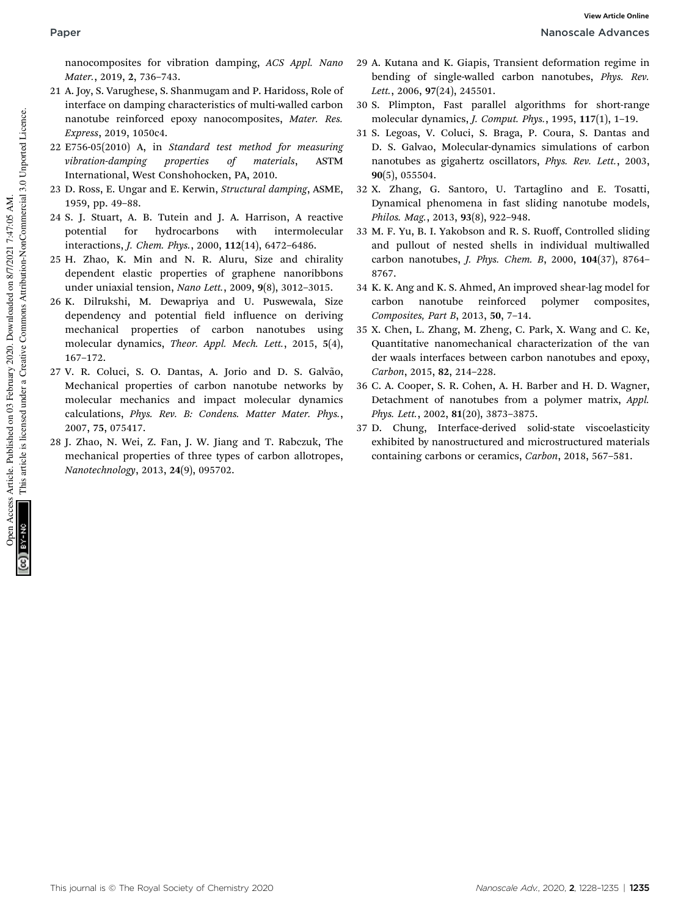nanocomposites for vibration damping, *ACS Appl. Nano Mater.*, 2019, **2**, 736–743.

21 A. Joy, S. Varughese, S. Shanmugam and P. Haridoss, Role of interface on damping characteristics of multi-walled carbon nanotube reinforced epoxy nanocomposites, *Mater. Res. Express*, 2019, 1050c4.

22 E756-05(2010) A, in *Standard test method for measuring vibration-damping properties of materials*, ASTM International, West Conshohocken, PA, 2010.

23 D. Ross, E. Ungar and E. Kerwin, *Structural damping*, ASME, 1959, pp. 49–88.

24 S. J. Stuart, A. B. Tutein and J. A. Harrison, A reactive potential for hydrocarbons with intermolecular interactions, *J. Chem. Phys.*, 2000, **112**(14), 6472–6486.

25 H. Zhao, K. Min and N. R. Aluru, Size and chirality dependent elastic properties of graphene nanoribbons under uniaxial tension, *Nano Lett.*, 2009, **9**(8), 3012–3015.

26 K. Dilrukshi, M. Dewapriya and U. Puswewala, Size dependency and potential field influence on deriving mechanical properties of carbon nanotubes using molecular dynamics, *Theor. Appl. Mech. Lett.*, 2015, **5**(4), 167–172.

27 V. R. Coluci, S. O. Dantas, A. Jorio and D. S. Galvão, Mechanical properties of carbon nanotube networks by molecular mechanics and impact molecular dynamics calculations, *Phys. Rev. B: Condens. Matter Mater. Phys.*, 2007, **75**, 075417.

28 J. Zhao, N. Wei, Z. Fan, J. W. Jiang and T. Rabczuk, The mechanical properties of three types of carbon allotropes, *Nanotechnology*, 2013, **24**(9), 095702.

29 A. Kutana and K. Giapis, Transient deformation regime in bending of single-walled carbon nanotubes, *Phys. Rev. Lett.*, 2006, **97**(24), 245501.

30 S. Plimpton, Fast parallel algorithms for short-range molecular dynamics, *J. Comput. Phys.*, 1995, **117**(1), 1–19.

31 S. Legoas, V. Coluci, S. Braga, P. Coura, S. Dantas and D. S. Galvao, Molecular-dynamics simulations of carbon nanotubes as gigahertz oscillators, *Phys. Rev. Lett.*, 2003, **90**(5), 055504.

32 X. Zhang, G. Santoro, U. Tartaglino and E. Tosatti, Dynamical phenomena in fast sliding nanotube models, *Philos. Mag.*, 2013, **93**(8), 922–948.

33 M. F. Yu, B. I. Yakobson and R. S. Ruoff, Controlled sliding and pullout of nested shells in individual multiwalled carbon nanotubes, *J. Phys. Chem. B*, 2000, **104**(37), 8764–8767.

34 K. K. Ang and K. S. Ahmed, An improved shear-lag model for carbon nanotube reinforced polymer composites, *Composites, Part B*, 2013, **50**, 7–14.

35 X. Chen, L. Zhang, M. Zheng, C. Park, X. Wang and C. Ke, Quantitative nanomechanical characterization of the van der waals interfaces between carbon nanotubes and epoxy, *Carbon*, 2015, **82**, 214–228.

36 C. A. Cooper, S. R. Cohen, A. H. Barber and H. D. Wagner, Detachment of nanotubes from a polymer matrix, *Appl. Phys. Lett.*, 2002, **81**(20), 3873–3875.

37 D. Chung, Interface-derived solid-state viscoelasticity exhibited by nanostructured and microstructured materials containing carbons or ceramics, *Carbon*, 2018, 567–581.